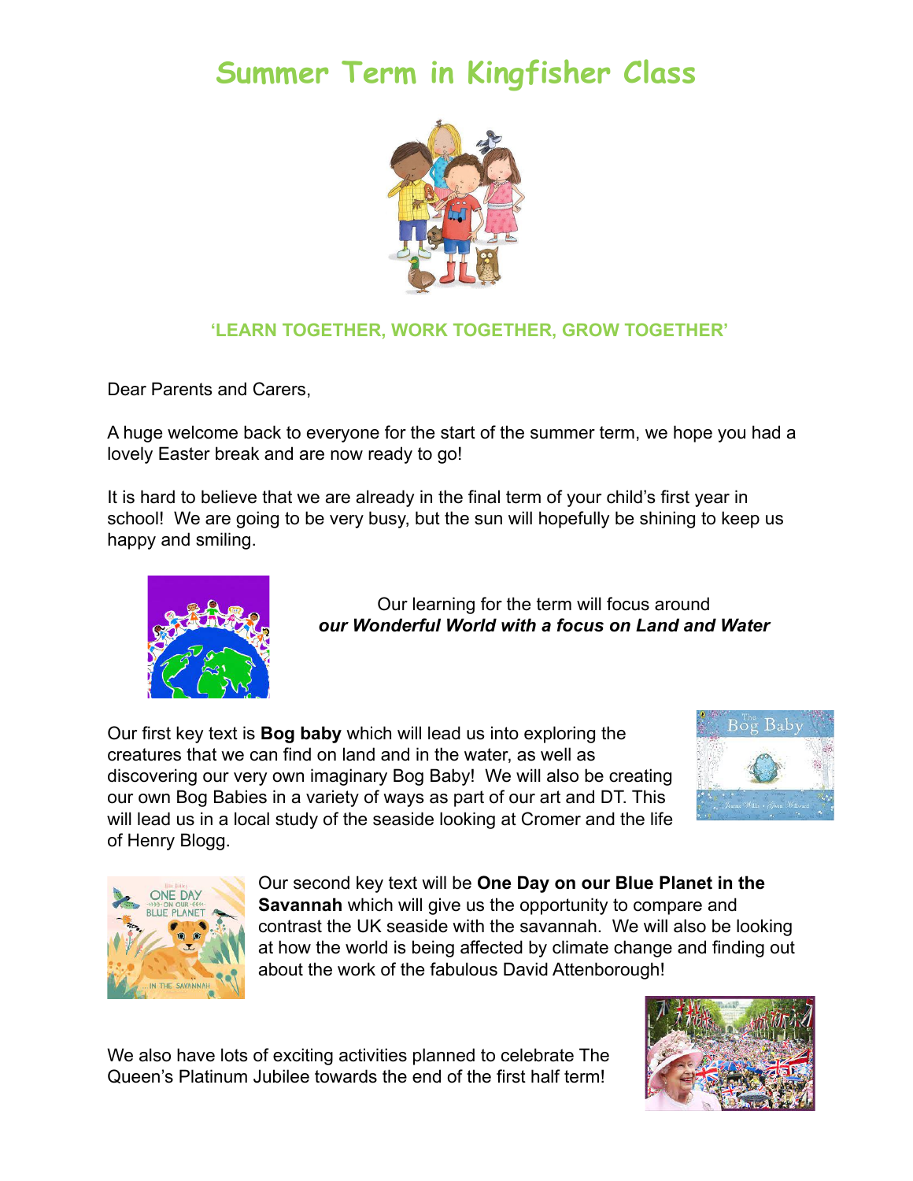# Summer Term in Kingfisher Class

**'LEARN TOGETHER, WORK TOGETHER, GROW TOGETHER'**

Dear Parents and Carers,

A huge welcome back to everyone for the start of the summer term, we hope you had a lovely Easter break and are now ready to go!

It is hard to believe that we are already in the final term of your child's first year in school! We are going to be very busy, but the sun will hopefully be shining to keep us happy and smiling.

Our learning for the term will focus around ***our Wonderful World with a focus on Land and Water***

Our first key text is **Bog baby** which will lead us into exploring the creatures that we can find on land and in the water, as well as discovering our very own imaginary Bog Baby! We will also be creating our own Bog Babies in a variety of ways as part of our art and DT. This will lead us in a local study of the seaside looking at Cromer and the life of Henry Blogg.

Our second key text will be **One Day on our Blue Planet in the Savannah** which will give us the opportunity to compare and contrast the UK seaside with the savannah. We will also be looking at how the world is being affected by climate change and finding out about the work of the fabulous David Attenborough!

We also have lots of exciting activities planned to celebrate The Queen's Platinum Jubilee towards the end of the first half term!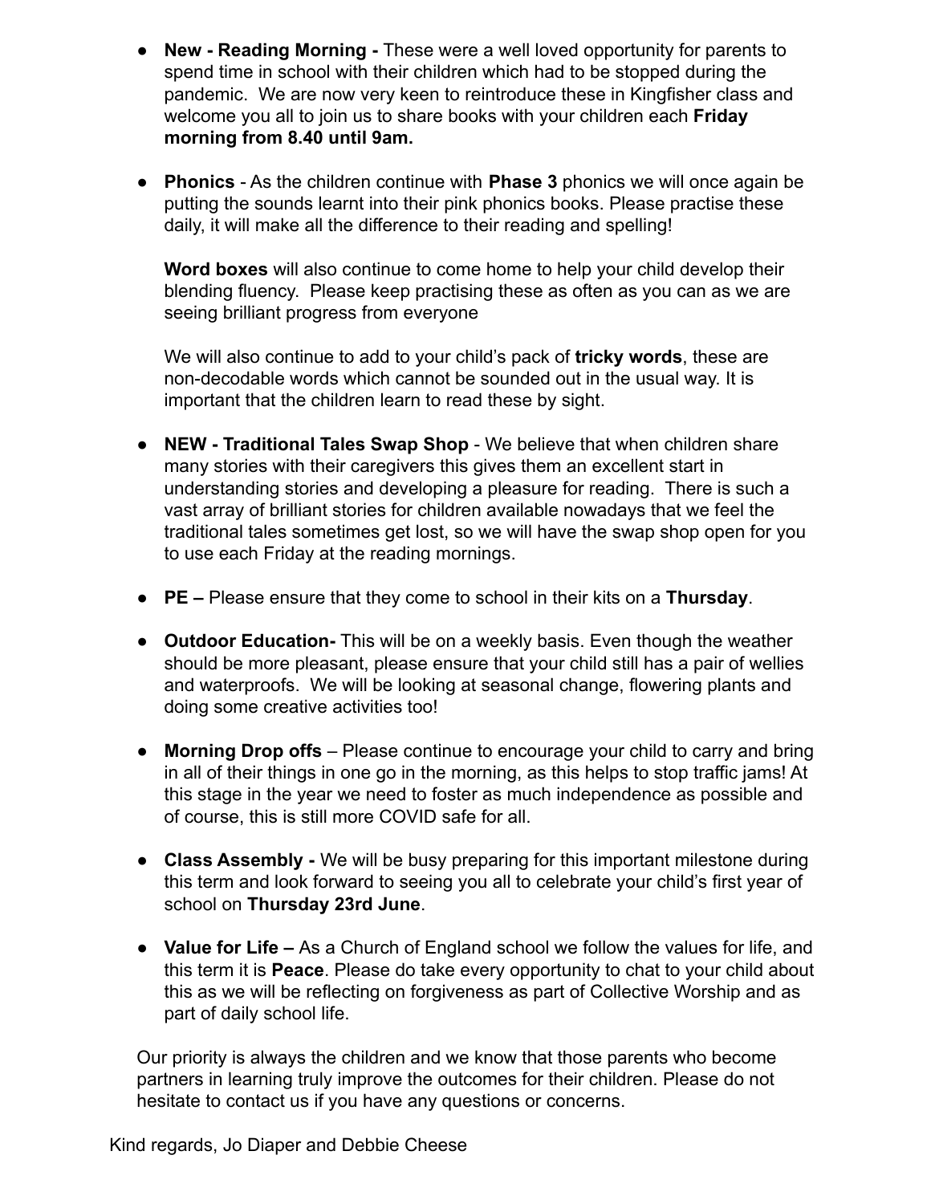- **New - Reading Morning -** These were a well loved opportunity for parents to spend time in school with their children which had to be stopped during the pandemic. We are now very keen to reintroduce these in Kingfisher class and welcome you all to join us to share books with your children each **Friday morning from 8.40 until 9am.**

- **Phonics** - As the children continue with **Phase 3** phonics we will once again be putting the sounds learnt into their pink phonics books. Please practise these daily, it will make all the difference to their reading and spelling!

  **Word boxes** will also continue to come home to help your child develop their blending fluency. Please keep practising these as often as you can as we are seeing brilliant progress from everyone

  We will also continue to add to your child's pack of **tricky words**, these are non-decodable words which cannot be sounded out in the usual way. It is important that the children learn to read these by sight.

- **NEW - Traditional Tales Swap Shop** - We believe that when children share many stories with their caregivers this gives them an excellent start in understanding stories and developing a pleasure for reading. There is such a vast array of brilliant stories for children available nowadays that we feel the traditional tales sometimes get lost, so we will have the swap shop open for you to use each Friday at the reading mornings.

- **PE –** Please ensure that they come to school in their kits on a **Thursday**.

- **Outdoor Education-** This will be on a weekly basis. Even though the weather should be more pleasant, please ensure that your child still has a pair of wellies and waterproofs. We will be looking at seasonal change, flowering plants and doing some creative activities too!

- **Morning Drop offs** – Please continue to encourage your child to carry and bring in all of their things in one go in the morning, as this helps to stop traffic jams! At this stage in the year we need to foster as much independence as possible and of course, this is still more COVID safe for all.

- **Class Assembly -** We will be busy preparing for this important milestone during this term and look forward to seeing you all to celebrate your child's first year of school on **Thursday 23rd June**.

- **Value for Life –** As a Church of England school we follow the values for life, and this term it is **Peace**. Please do take every opportunity to chat to your child about this as we will be reflecting on forgiveness as part of Collective Worship and as part of daily school life.

Our priority is always the children and we know that those parents who become partners in learning truly improve the outcomes for their children. Please do not hesitate to contact us if you have any questions or concerns.

Kind regards, Jo Diaper and Debbie Cheese